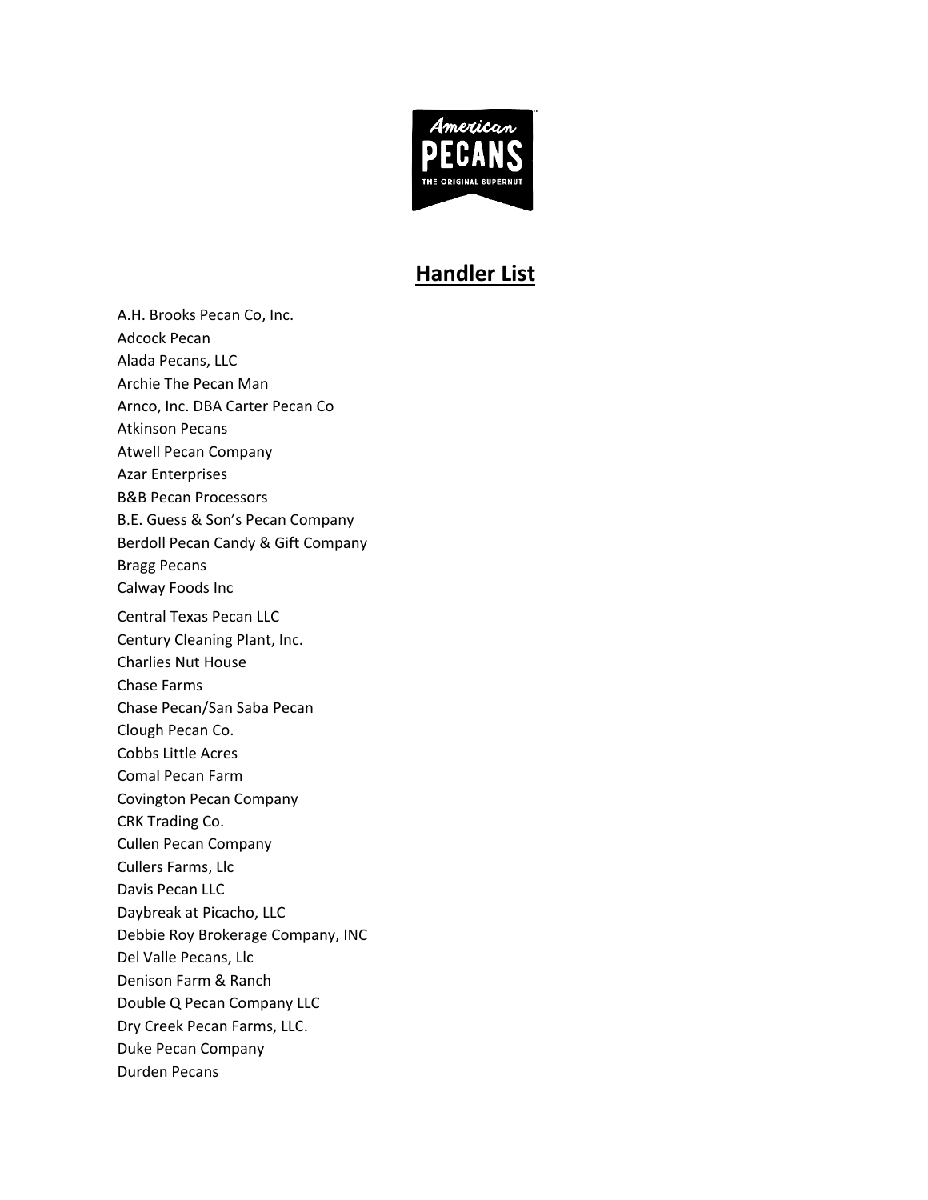## Handler List

A.H. Brooks Pecan Co, Inc.
Adcock Pecan
Alada Pecans, LLC
Archie The Pecan Man
Arnco, Inc. DBA Carter Pecan Co
Atkinson Pecans
Atwell Pecan Company
Azar Enterprises
B&B Pecan Processors
B.E. Guess & Son's Pecan Company
Berdoll Pecan Candy & Gift Company
Bragg Pecans
Calway Foods Inc
Central Texas Pecan LLC
Century Cleaning Plant, Inc.
Charlies Nut House
Chase Farms
Chase Pecan/San Saba Pecan
Clough Pecan Co.
Cobbs Little Acres
Comal Pecan Farm
Covington Pecan Company
CRK Trading Co.
Cullen Pecan Company
Cullers Farms, Llc
Davis Pecan LLC
Daybreak at Picacho, LLC
Debbie Roy Brokerage Company, INC
Del Valle Pecans, Llc
Denison Farm & Ranch
Double Q Pecan Company LLC
Dry Creek Pecan Farms, LLC.
Duke Pecan Company
Durden Pecans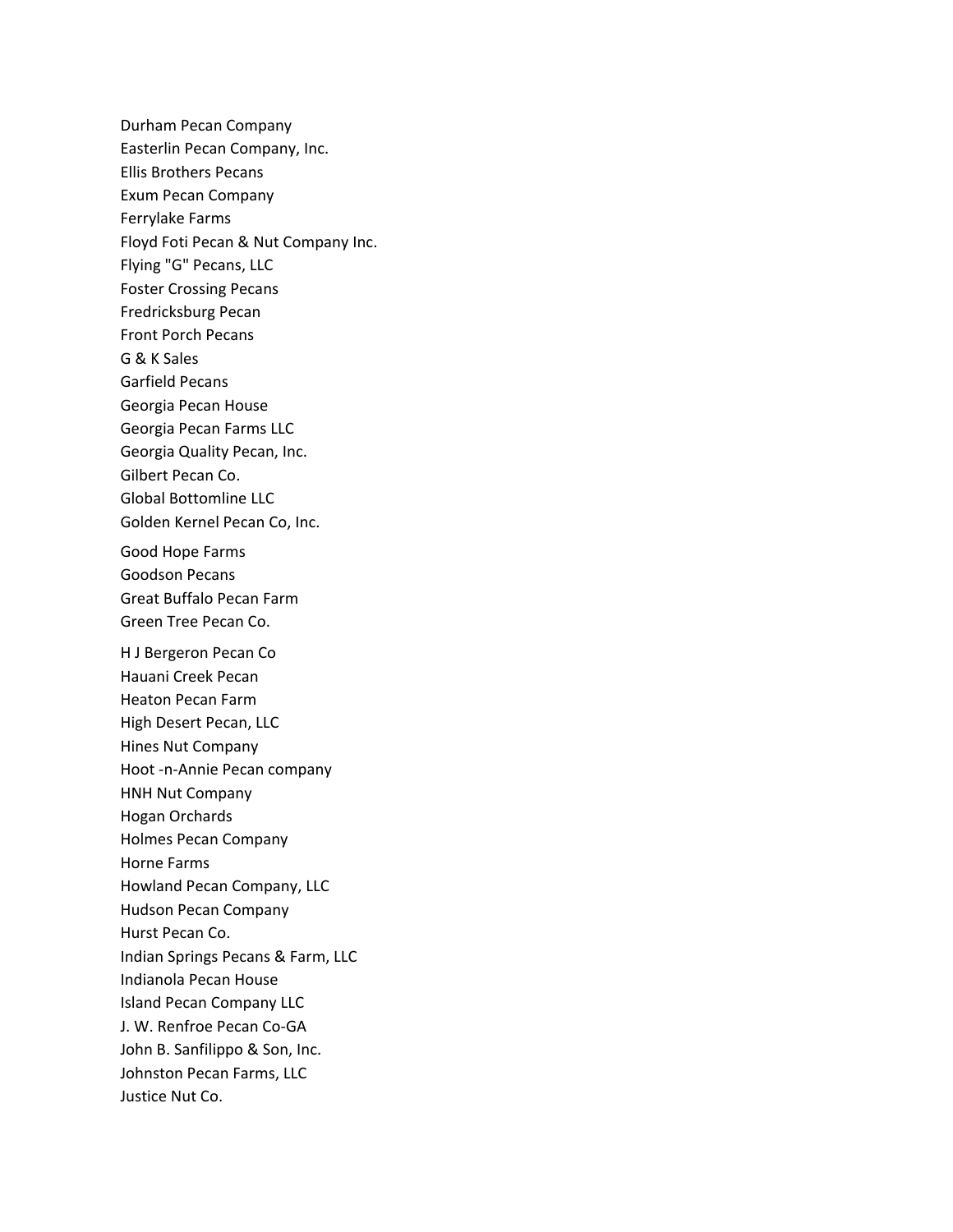Durham Pecan Company
Easterlin Pecan Company, Inc.
Ellis Brothers Pecans
Exum Pecan Company
Ferrylake Farms
Floyd Foti Pecan & Nut Company Inc.
Flying "G" Pecans, LLC
Foster Crossing Pecans
Fredricksburg Pecan
Front Porch Pecans
G & K Sales
Garfield Pecans
Georgia Pecan House
Georgia Pecan Farms LLC
Georgia Quality Pecan, Inc.
Gilbert Pecan Co.
Global Bottomline LLC
Golden Kernel Pecan Co, Inc.

Good Hope Farms
Goodson Pecans
Great Buffalo Pecan Farm
Green Tree Pecan Co.

H J Bergeron Pecan Co
Hauani Creek Pecan
Heaton Pecan Farm
High Desert Pecan, LLC
Hines Nut Company
Hoot -n-Annie Pecan company
HNH Nut Company
Hogan Orchards
Holmes Pecan Company
Horne Farms
Howland Pecan Company, LLC
Hudson Pecan Company
Hurst Pecan Co.
Indian Springs Pecans & Farm, LLC
Indianola Pecan House
Island Pecan Company LLC
J. W. Renfroe Pecan Co-GA
John B. Sanfilippo & Son, Inc.
Johnston Pecan Farms, LLC
Justice Nut Co.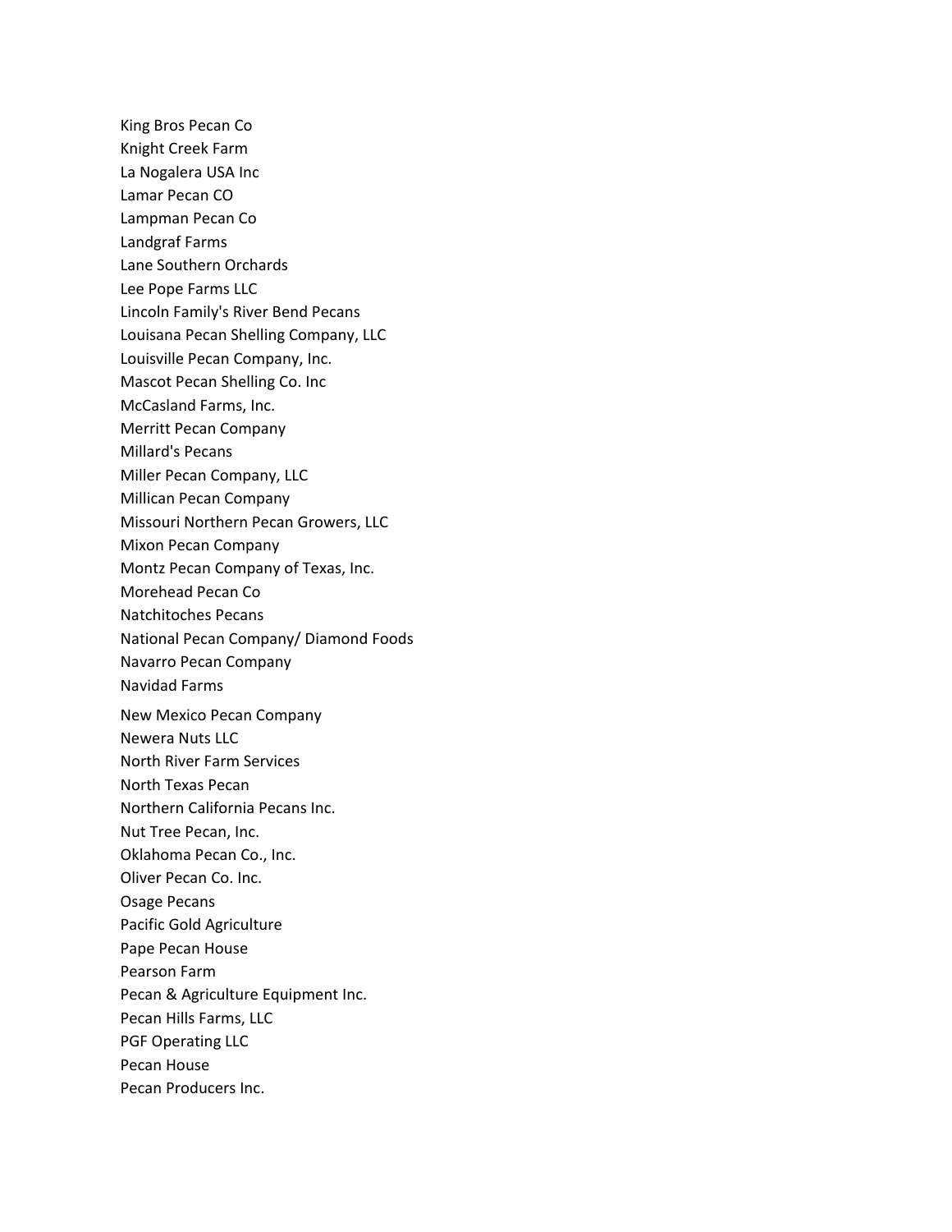King Bros Pecan Co
Knight Creek Farm
La Nogalera USA Inc
Lamar Pecan CO
Lampman Pecan Co
Landgraf Farms
Lane Southern Orchards
Lee Pope Farms LLC
Lincoln Family's River Bend Pecans
Louisana Pecan Shelling Company, LLC
Louisville Pecan Company, Inc.
Mascot Pecan Shelling Co. Inc
McCasland Farms, Inc.
Merritt Pecan Company
Millard's Pecans
Miller Pecan Company, LLC
Millican Pecan Company
Missouri Northern Pecan Growers, LLC
Mixon Pecan Company
Montz Pecan Company of Texas, Inc.
Morehead Pecan Co
Natchitoches Pecans
National Pecan Company/ Diamond Foods
Navarro Pecan Company
Navidad Farms
New Mexico Pecan Company
Newera Nuts LLC
North River Farm Services
North Texas Pecan
Northern California Pecans Inc.
Nut Tree Pecan, Inc.
Oklahoma Pecan Co., Inc.
Oliver Pecan Co. Inc.
Osage Pecans
Pacific Gold Agriculture
Pape Pecan House
Pearson Farm
Pecan & Agriculture Equipment Inc.
Pecan Hills Farms, LLC
PGF Operating LLC
Pecan House
Pecan Producers Inc.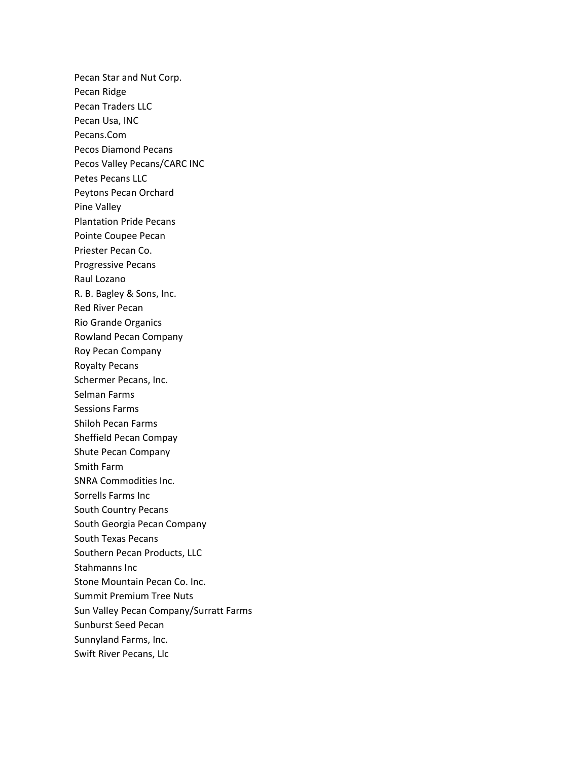Pecan Star and Nut Corp.
Pecan Ridge
Pecan Traders LLC
Pecan Usa, INC
Pecans.Com
Pecos Diamond Pecans
Pecos Valley Pecans/CARC INC
Petes Pecans LLC
Peytons Pecan Orchard
Pine Valley
Plantation Pride Pecans
Pointe Coupee Pecan
Priester Pecan Co.
Progressive Pecans
Raul Lozano
R. B. Bagley & Sons, Inc.
Red River Pecan
Rio Grande Organics
Rowland Pecan Company
Roy Pecan Company
Royalty Pecans
Schermer Pecans, Inc.
Selman Farms
Sessions Farms
Shiloh Pecan Farms
Sheffield Pecan Compay
Shute Pecan Company
Smith Farm
SNRA Commodities Inc.
Sorrells Farms Inc
South Country Pecans
South Georgia Pecan Company
South Texas Pecans
Southern Pecan Products, LLC
Stahmanns Inc
Stone Mountain Pecan Co. Inc.
Summit Premium Tree Nuts
Sun Valley Pecan Company/Surratt Farms
Sunburst Seed Pecan
Sunnyland Farms, Inc.
Swift River Pecans, Llc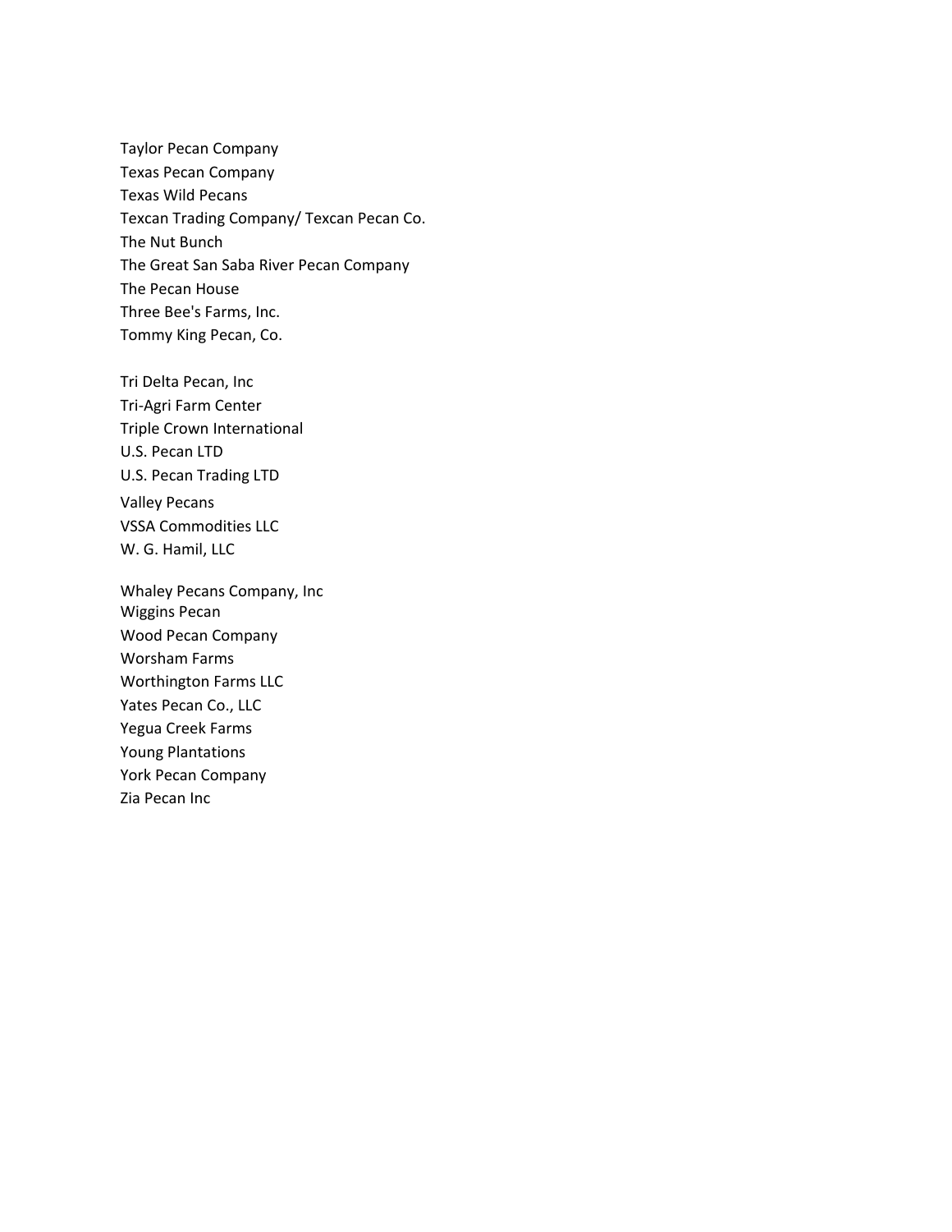Taylor Pecan Company
Texas Pecan Company
Texas Wild Pecans
Texcan Trading Company/ Texcan Pecan Co.
The Nut Bunch
The Great San Saba River Pecan Company
The Pecan House
Three Bee's Farms, Inc.
Tommy King Pecan, Co.

Tri Delta Pecan, Inc
Tri-Agri Farm Center
Triple Crown International
U.S. Pecan LTD
U.S. Pecan Trading LTD
Valley Pecans
VSSA Commodities LLC
W. G. Hamil, LLC

Whaley Pecans Company, Inc
Wiggins Pecan
Wood Pecan Company
Worsham Farms
Worthington Farms LLC
Yates Pecan Co., LLC
Yegua Creek Farms
Young Plantations
York Pecan Company
Zia Pecan Inc